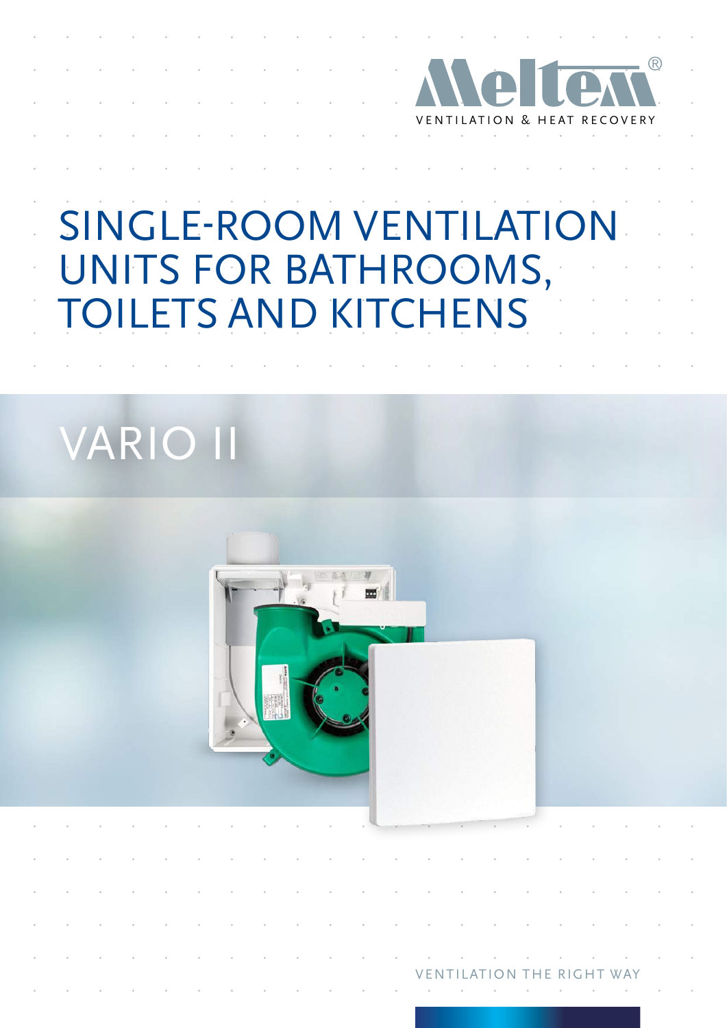Meltem®

VENTILATION & HEAT RECOVERY

# SINGLE-ROOM VENTILATION UNITS FOR BATHROOMS, TOILETS AND KITCHENS

## VARIO II

VENTILATION THE RIGHT WAY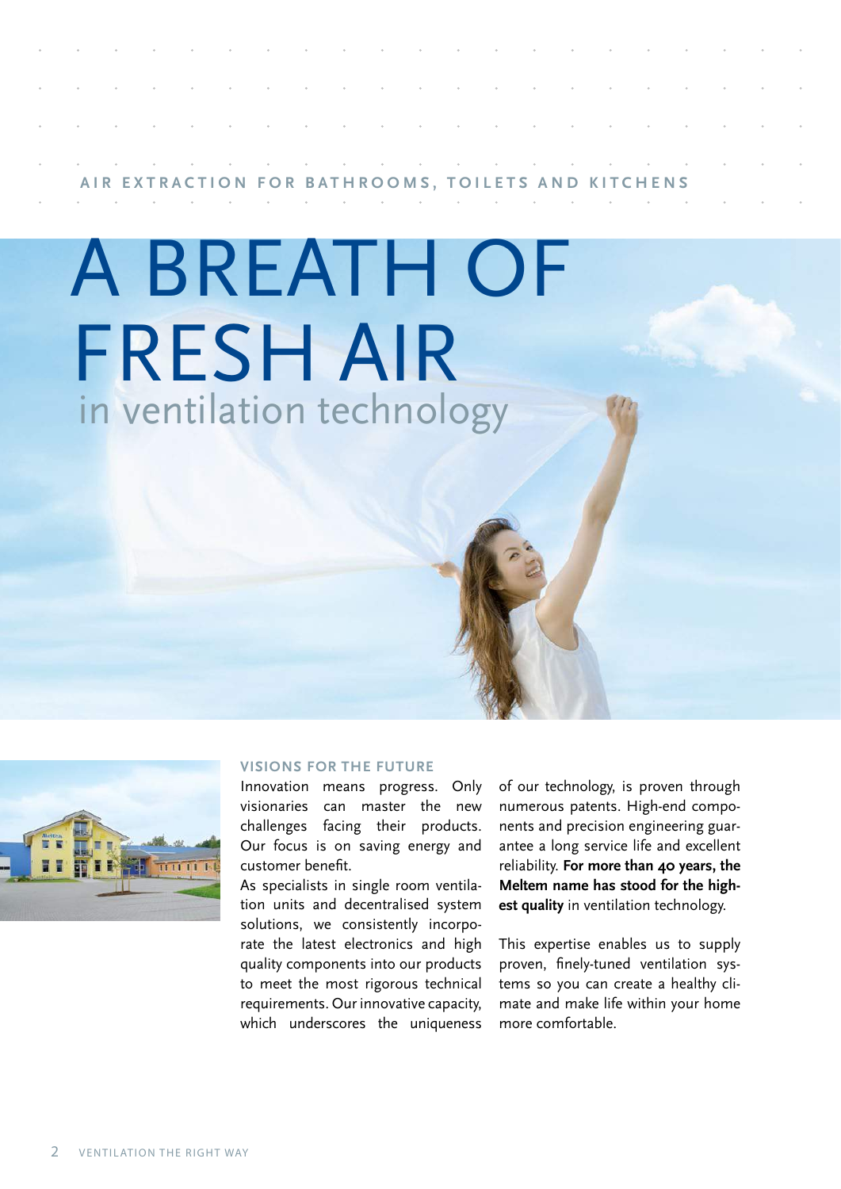AIR EXTRACTION FOR BATHROOMS, TOILETS AND KITCHENS

# A BREATH OF FRESH AIR
## in ventilation technology

### VISIONS FOR THE FUTURE

Innovation means progress. Only visionaries can master the new challenges facing their products. Our focus is on saving energy and customer benefit.

As specialists in single room ventilation units and decentralised system solutions, we consistently incorporate the latest electronics and high quality components into our products to meet the most rigorous technical requirements. Our innovative capacity, which underscores the uniqueness of our technology, is proven through numerous patents. High-end components and precision engineering guarantee a long service life and excellent reliability. **For more than 40 years, the Meltem name has stood for the highest quality** in ventilation technology.

This expertise enables us to supply proven, finely-tuned ventilation systems so you can create a healthy climate and make life within your home more comfortable.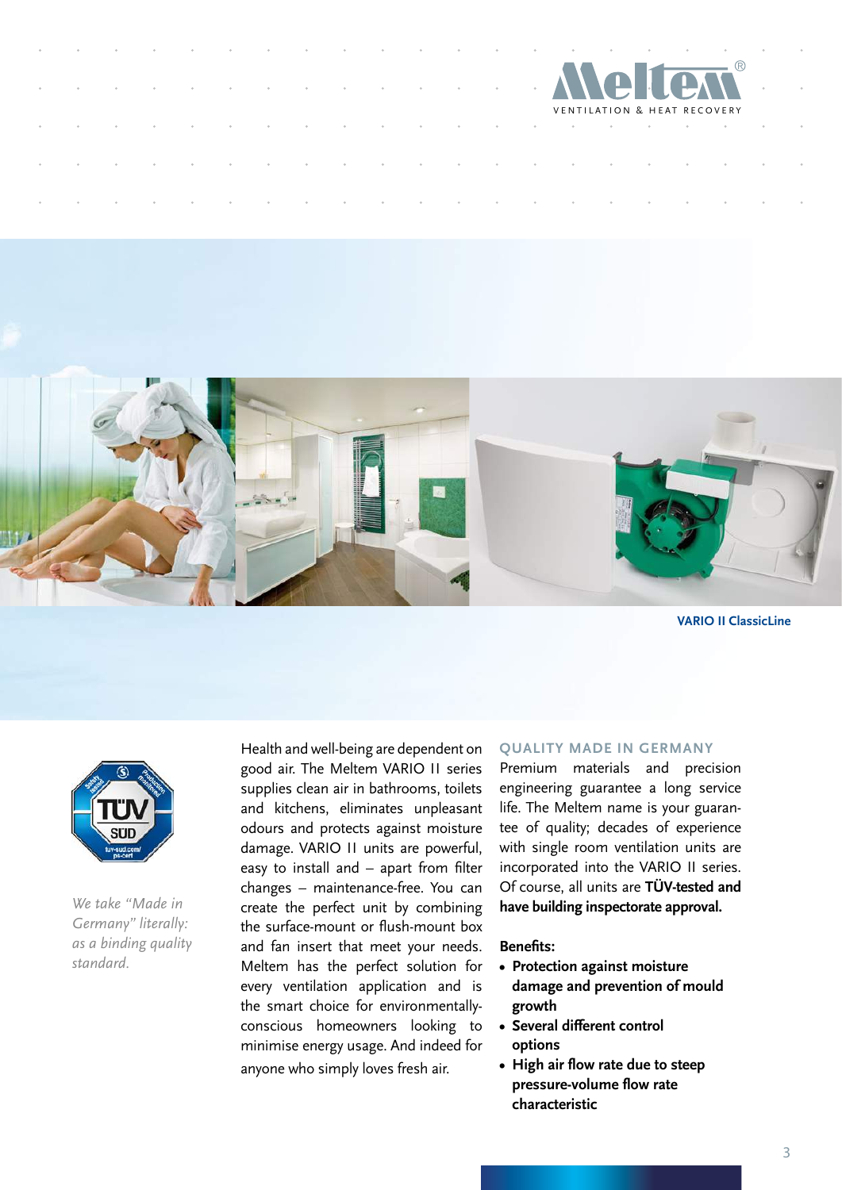VARIO II ClassicLine

*We take "Made in Germany" literally: as a binding quality standard.*

Health and well-being are dependent on good air. The Meltem VARIO II series supplies clean air in bathrooms, toilets and kitchens, eliminates unpleasant odours and protects against moisture damage. VARIO II units are powerful, easy to install and – apart from filter changes – maintenance-free. You can create the perfect unit by combining the surface-mount or flush-mount box and fan insert that meet your needs. Meltem has the perfect solution for every ventilation application and is the smart choice for environmentally-conscious homeowners looking to minimise energy usage. And indeed for anyone who simply loves fresh air.

## QUALITY MADE IN GERMANY

Premium materials and precision engineering guarantee a long service life. The Meltem name is your guarantee of quality; decades of experience with single room ventilation units are incorporated into the VARIO II series. Of course, all units are **TÜV-tested and have building inspectorate approval.**

**Benefits:**

- **Protection against moisture damage and prevention of mould growth**
- **Several different control options**
- **High air flow rate due to steep pressure-volume flow rate characteristic**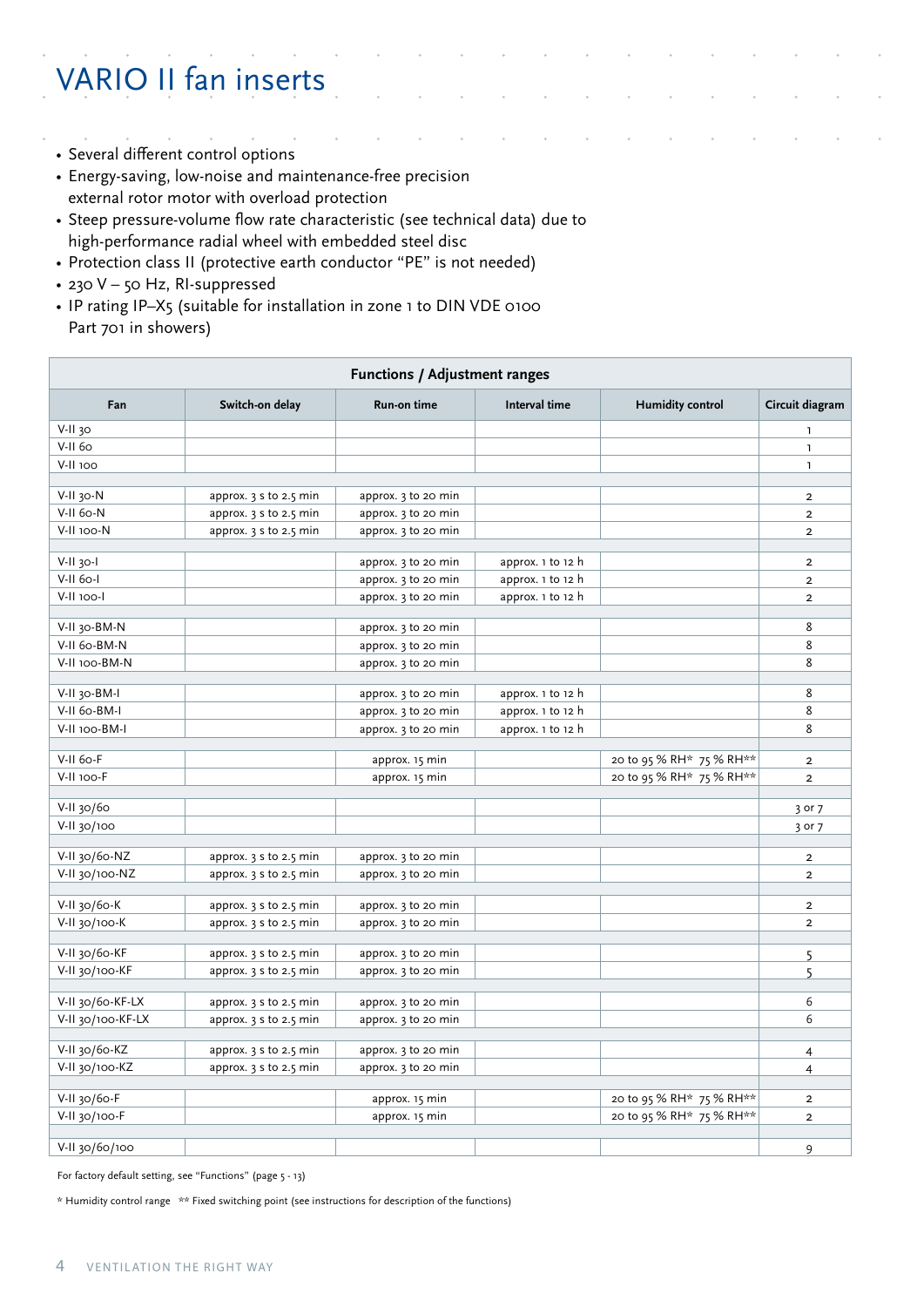# VARIO II fan inserts

- Several different control options
- Energy-saving, low-noise and maintenance-free precision external rotor motor with overload protection
- Steep pressure-volume flow rate characteristic (see technical data) due to high-performance radial wheel with embedded steel disc
- Protection class II (protective earth conductor "PE" is not needed)
- 230 V – 50 Hz, RI-suppressed
- IP rating IP–X5 (suitable for installation in zone 1 to DIN VDE 0100 Part 701 in showers)

| Functions / Adjustment ranges | | | | | |
|---|---|---|---|---|---|
| **Fan** | **Switch-on delay** | **Run-on time** | **Interval time** | **Humidity control** | **Circuit diagram** |
| V-II 30 | | | | | 1 |
| V-II 60 | | | | | 1 |
| V-II 100 | | | | | 1 |
| | | | | | |
| V-II 30-N | approx. 3 s to 2.5 min | approx. 3 to 20 min | | | 2 |
| V-II 60-N | approx. 3 s to 2.5 min | approx. 3 to 20 min | | | 2 |
| V-II 100-N | approx. 3 s to 2.5 min | approx. 3 to 20 min | | | 2 |
| | | | | | |
| V-II 30-I | | approx. 3 to 20 min | approx. 1 to 12 h | | 2 |
| V-II 60-I | | approx. 3 to 20 min | approx. 1 to 12 h | | 2 |
| V-II 100-I | | approx. 3 to 20 min | approx. 1 to 12 h | | 2 |
| | | | | | |
| V-II 30-BM-N | | approx. 3 to 20 min | | | 8 |
| V-II 60-BM-N | | approx. 3 to 20 min | | | 8 |
| V-II 100-BM-N | | approx. 3 to 20 min | | | 8 |
| | | | | | |
| V-II 30-BM-I | | approx. 3 to 20 min | approx. 1 to 12 h | | 8 |
| V-II 60-BM-I | | approx. 3 to 20 min | approx. 1 to 12 h | | 8 |
| V-II 100-BM-I | | approx. 3 to 20 min | approx. 1 to 12 h | | 8 |
| | | | | | |
| V-II 60-F | | approx. 15 min | | 20 to 95 % RH* 75 % RH** | 2 |
| V-II 100-F | | approx. 15 min | | 20 to 95 % RH* 75 % RH** | 2 |
| | | | | | |
| V-II 30/60 | | | | | 3 or 7 |
| V-II 30/100 | | | | | 3 or 7 |
| | | | | | |
| V-II 30/60-NZ | approx. 3 s to 2.5 min | approx. 3 to 20 min | | | 2 |
| V-II 30/100-NZ | approx. 3 s to 2.5 min | approx. 3 to 20 min | | | 2 |
| | | | | | |
| V-II 30/60-K | approx. 3 s to 2.5 min | approx. 3 to 20 min | | | 2 |
| V-II 30/100-K | approx. 3 s to 2.5 min | approx. 3 to 20 min | | | 2 |
| | | | | | |
| V-II 30/60-KF | approx. 3 s to 2.5 min | approx. 3 to 20 min | | | 5 |
| V-II 30/100-KF | approx. 3 s to 2.5 min | approx. 3 to 20 min | | | 5 |
| | | | | | |
| V-II 30/60-KF-LX | approx. 3 s to 2.5 min | approx. 3 to 20 min | | | 6 |
| V-II 30/100-KF-LX | approx. 3 s to 2.5 min | approx. 3 to 20 min | | | 6 |
| | | | | | |
| V-II 30/60-KZ | approx. 3 s to 2.5 min | approx. 3 to 20 min | | | 4 |
| V-II 30/100-KZ | approx. 3 s to 2.5 min | approx. 3 to 20 min | | | 4 |
| | | | | | |
| V-II 30/60-F | | approx. 15 min | | 20 to 95 % RH* 75 % RH** | 2 |
| V-II 30/100-F | | approx. 15 min | | 20 to 95 % RH* 75 % RH** | 2 |
| | | | | | |
| V-II 30/60/100 | | | | | 9 |

For factory default setting, see "Functions" (page 5 - 13)

* Humidity control range ** Fixed switching point (see instructions for description of the functions)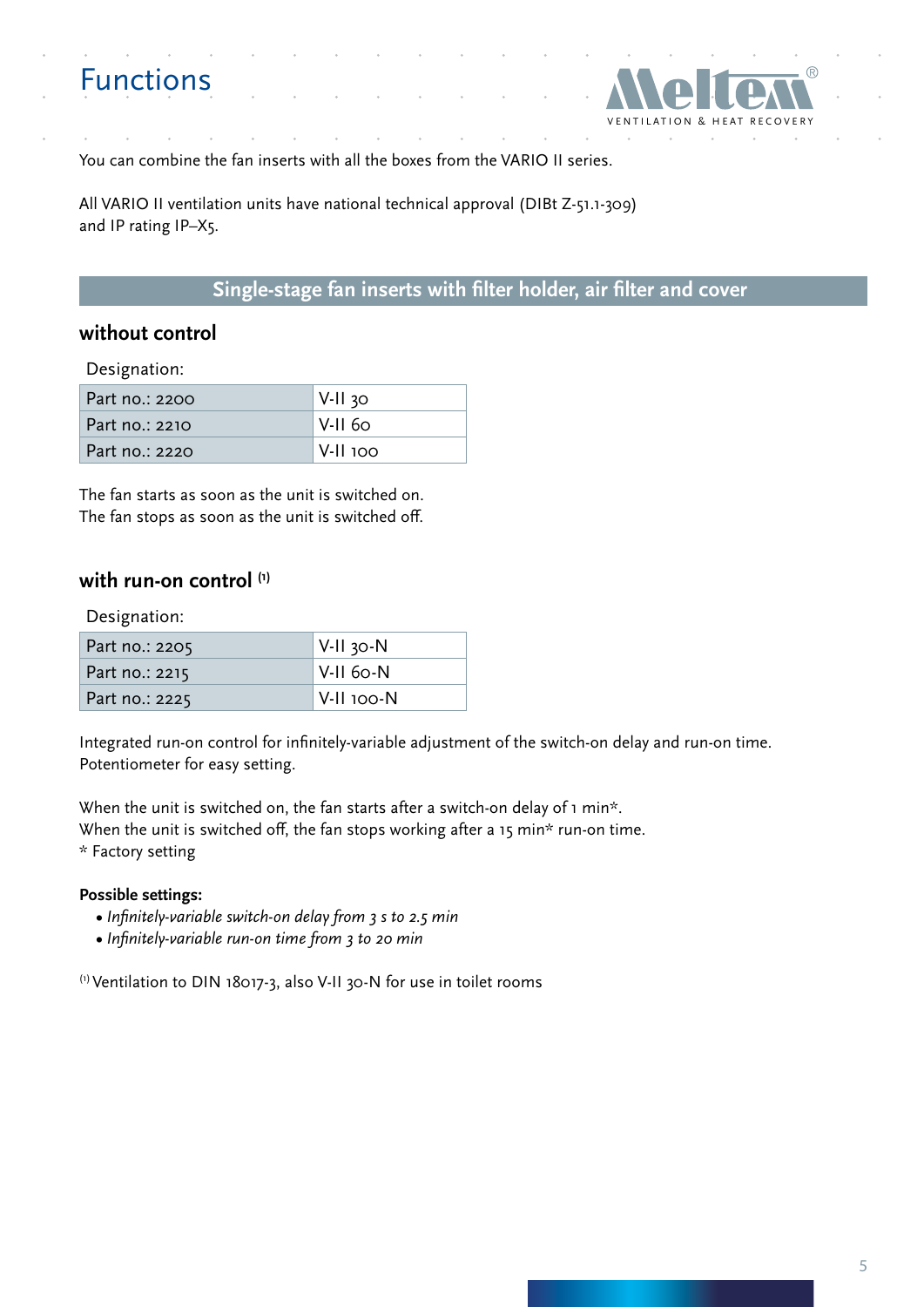# Functions

You can combine the fan inserts with all the boxes from the VARIO II series.

All VARIO II ventilation units have national technical approval (DIBt Z-51.1-309) and IP rating IP–X5.

## Single-stage fan inserts with filter holder, air filter and cover

### without control

Designation:

| Part no.: 2200 | V-II 30 |
|---|---|
| Part no.: 2210 | V-II 60 |
| Part no.: 2220 | V-II 100 |

The fan starts as soon as the unit is switched on.
The fan stops as soon as the unit is switched off.

### with run-on control [1]

Designation:

| Part no.: 2205 | V-II 30-N |
|---|---|
| Part no.: 2215 | V-II 60-N |
| Part no.: 2225 | V-II 100-N |

Integrated run-on control for infinitely-variable adjustment of the switch-on delay and run-on time.
Potentiometer for easy setting.

When the unit is switched on, the fan starts after a switch-on delay of 1 min*.
When the unit is switched off, the fan stops working after a 15 min* run-on time.
* Factory setting

**Possible settings:**

- *Infinitely-variable switch-on delay from 3 s to 2.5 min*
- *Infinitely-variable run-on time from 3 to 20 min*

[1] Ventilation to DIN 18017-3, also V-II 30-N for use in toilet rooms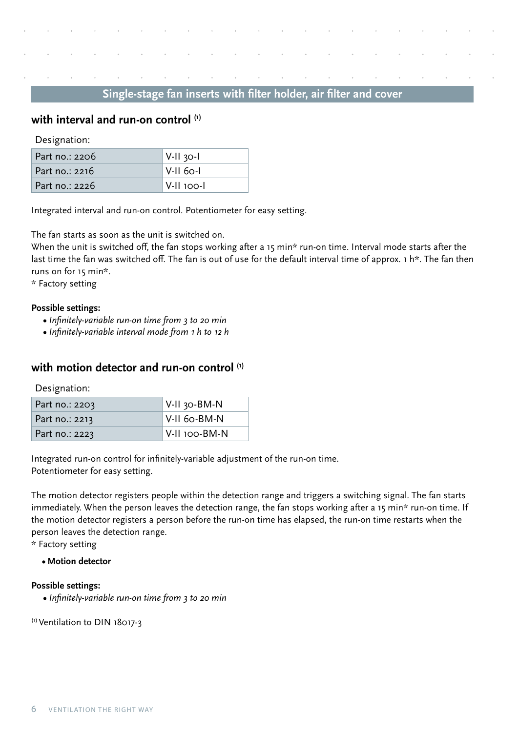## Single-stage fan inserts with filter holder, air filter and cover

### with interval and run-on control [1]

Designation:

| Part no.: 2206 | V-II 30-I |
|---|---|
| Part no.: 2216 | V-II 60-I |
| Part no.: 2226 | V-II 100-I |

Integrated interval and run-on control. Potentiometer for easy setting.

The fan starts as soon as the unit is switched on.
When the unit is switched off, the fan stops working after a 15 min* run-on time. Interval mode starts after the last time the fan was switched off. The fan is out of use for the default interval time of approx. 1 h*. The fan then runs on for 15 min*.
* Factory setting

**Possible settings:**

- *Infinitely-variable run-on time from 3 to 20 min*
- *Infinitely-variable interval mode from 1 h to 12 h*

### with motion detector and run-on control [1]

Designation:

| Part no.: 2203 | V-II 30-BM-N |
|---|---|
| Part no.: 2213 | V-II 60-BM-N |
| Part no.: 2223 | V-II 100-BM-N |

Integrated run-on control for infinitely-variable adjustment of the run-on time.
Potentiometer for easy setting.

The motion detector registers people within the detection range and triggers a switching signal. The fan starts immediately. When the person leaves the detection range, the fan stops working after a 15 min* run-on time. If the motion detector registers a person before the run-on time has elapsed, the run-on time restarts when the person leaves the detection range.
* Factory setting

- **Motion detector**

**Possible settings:**

- *Infinitely-variable run-on time from 3 to 20 min*

[1] Ventilation to DIN 18017-3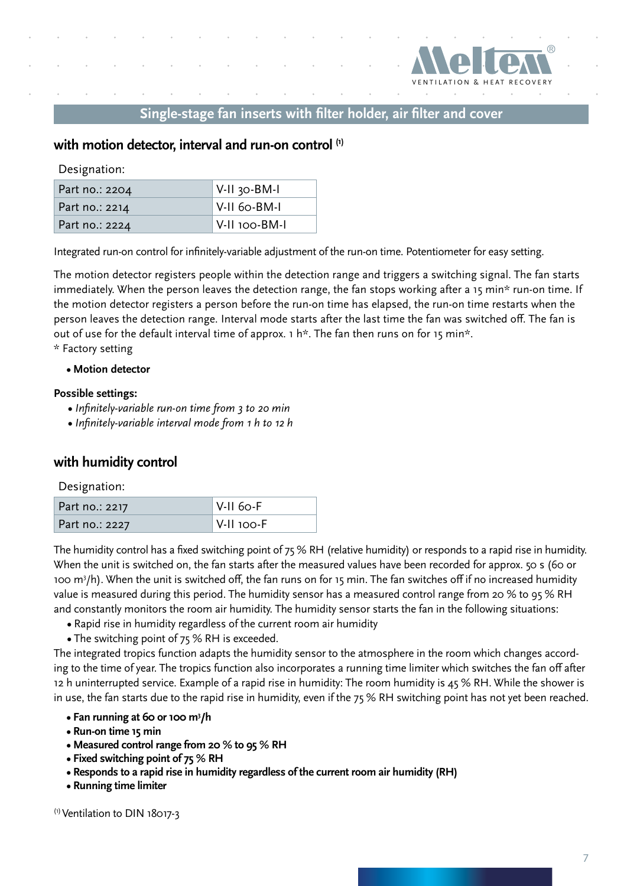## Single-stage fan inserts with filter holder, air filter and cover

### with motion detector, interval and run-on control [1]

Designation:

| Part no.: 2204 | V-II 30-BM-I |
|---|---|
| Part no.: 2214 | V-II 60-BM-I |
| Part no.: 2224 | V-II 100-BM-I |

Integrated run-on control for infinitely-variable adjustment of the run-on time. Potentiometer for easy setting.

The motion detector registers people within the detection range and triggers a switching signal. The fan starts immediately. When the person leaves the detection range, the fan stops working after a 15 min* run-on time. If the motion detector registers a person before the run-on time has elapsed, the run-on time restarts when the person leaves the detection range. Interval mode starts after the last time the fan was switched off. The fan is out of use for the default interval time of approx. 1 h*. The fan then runs on for 15 min*.
* Factory setting

- **Motion detector**

**Possible settings:**

- *Infinitely-variable run-on time from 3 to 20 min*
- *Infinitely-variable interval mode from 1 h to 12 h*

### with humidity control

Designation:

| Part no.: 2217 | V-II 60-F |
|---|---|
| Part no.: 2227 | V-II 100-F |

The humidity control has a fixed switching point of 75 % RH (relative humidity) or responds to a rapid rise in humidity. When the unit is switched on, the fan starts after the measured values have been recorded for approx. 50 s (60 or 100 m³/h). When the unit is switched off, the fan runs on for 15 min. The fan switches off if no increased humidity value is measured during this period. The humidity sensor has a measured control range from 20 % to 95 % RH and constantly monitors the room air humidity. The humidity sensor starts the fan in the following situations:

- Rapid rise in humidity regardless of the current room air humidity
- The switching point of 75 % RH is exceeded.

The integrated tropics function adapts the humidity sensor to the atmosphere in the room which changes according to the time of year. The tropics function also incorporates a running time limiter which switches the fan off after 12 h uninterrupted service. Example of a rapid rise in humidity: The room humidity is 45 % RH. While the shower is in use, the fan starts due to the rapid rise in humidity, even if the 75 % RH switching point has not yet been reached.

- **Fan running at 60 or 100 m³/h**
- **Run-on time 15 min**
- **Measured control range from 20 % to 95 % RH**
- **Fixed switching point of 75 % RH**
- **Responds to a rapid rise in humidity regardless of the current room air humidity (RH)**
- **Running time limiter**

[1] Ventilation to DIN 18017-3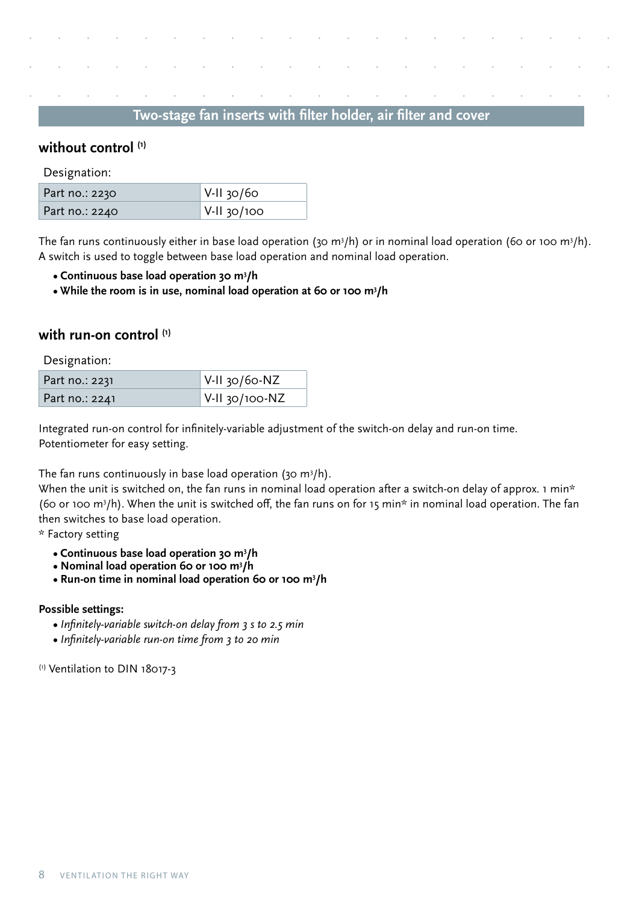## Two-stage fan inserts with filter holder, air filter and cover

### without control [1]

Designation:

| Part no.: 2230 | V-II 30/60 |
|---|---|
| Part no.: 2240 | V-II 30/100 |

The fan runs continuously either in base load operation (30 $m^3$/h) or in nominal load operation (60 or 100 $m^3$/h). A switch is used to toggle between base load operation and nominal load operation.

- **Continuous base load operation 30 $m^3$/h**
- **While the room is in use, nominal load operation at 60 or 100 $m^3$/h**

### with run-on control [1]

Designation:

| Part no.: 2231 | V-II 30/60-NZ |
|---|---|
| Part no.: 2241 | V-II 30/100-NZ |

Integrated run-on control for infinitely-variable adjustment of the switch-on delay and run-on time. Potentiometer for easy setting.

The fan runs continuously in base load operation (30 $m^3$/h).
When the unit is switched on, the fan runs in nominal load operation after a switch-on delay of approx. 1 min* (60 or 100 $m^3$/h). When the unit is switched off, the fan runs on for 15 min* in nominal load operation. The fan then switches to base load operation.
* Factory setting

- **Continuous base load operation 30 $m^3$/h**
- **Nominal load operation 60 or 100 $m^3$/h**
- **Run-on time in nominal load operation 60 or 100 $m^3$/h**

**Possible settings:**

- *Infinitely-variable switch-on delay from 3 s to 2.5 min*
- *Infinitely-variable run-on time from 3 to 20 min*

[1] Ventilation to DIN 18017-3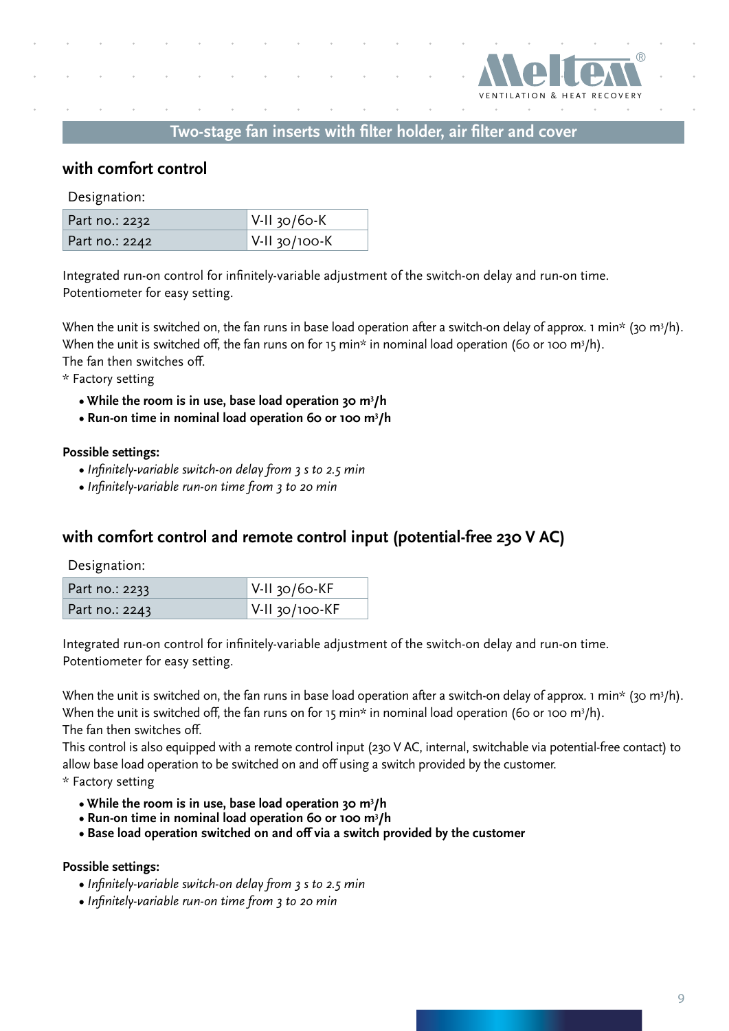## Two-stage fan inserts with filter holder, air filter and cover

### with comfort control

Designation:

| Part no.: 2232 | V-II 30/60-K |
|---|---|
| Part no.: 2242 | V-II 30/100-K |

Integrated run-on control for infinitely-variable adjustment of the switch-on delay and run-on time.
Potentiometer for easy setting.

When the unit is switched on, the fan runs in base load operation after a switch-on delay of approx. 1 min* (30 $m^3/h$).
When the unit is switched off, the fan runs on for 15 min* in nominal load operation (60 or 100 $m^3/h$).
The fan then switches off.
* Factory setting

- **While the room is in use, base load operation 30 $m^3/h$**
- **Run-on time in nominal load operation 60 or 100 $m^3/h$**

**Possible settings:**

- *Infinitely-variable switch-on delay from 3 s to 2.5 min*
- *Infinitely-variable run-on time from 3 to 20 min*

### with comfort control and remote control input (potential-free 230 V AC)

Designation:

| Part no.: 2233 | V-II 30/60-KF |
|---|---|
| Part no.: 2243 | V-II 30/100-KF |

Integrated run-on control for infinitely-variable adjustment of the switch-on delay and run-on time.
Potentiometer for easy setting.

When the unit is switched on, the fan runs in base load operation after a switch-on delay of approx. 1 min* (30 $m^3/h$).
When the unit is switched off, the fan runs on for 15 min* in nominal load operation (60 or 100 $m^3/h$).
The fan then switches off.
This control is also equipped with a remote control input (230 V AC, internal, switchable via potential-free contact) to allow base load operation to be switched on and off using a switch provided by the customer.
* Factory setting

- **While the room is in use, base load operation 30 $m^3/h$**
- **Run-on time in nominal load operation 60 or 100 $m^3/h$**
- **Base load operation switched on and off via a switch provided by the customer**

**Possible settings:**

- *Infinitely-variable switch-on delay from 3 s to 2.5 min*
- *Infinitely-variable run-on time from 3 to 20 min*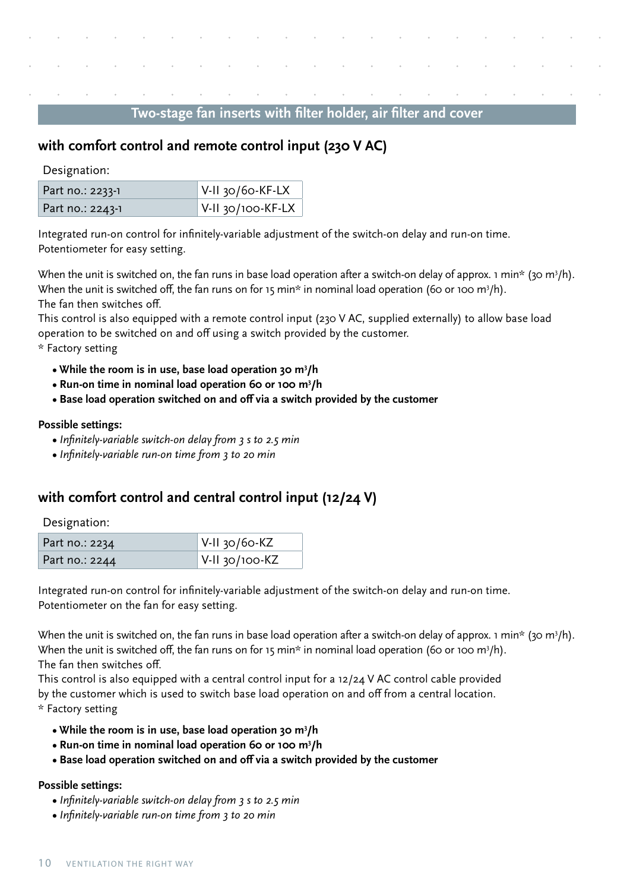## Two-stage fan inserts with filter holder, air filter and cover

### with comfort control and remote control input (230 V AC)

Designation:

| Part no.: 2233-1 | V-II 30/60-KF-LX |
|---|---|
| Part no.: 2243-1 | V-II 30/100-KF-LX |

Integrated run-on control for infinitely-variable adjustment of the switch-on delay and run-on time.
Potentiometer for easy setting.

When the unit is switched on, the fan runs in base load operation after a switch-on delay of approx. 1 min* (30 $m^3$/h).
When the unit is switched off, the fan runs on for 15 min* in nominal load operation (60 or 100 $m^3$/h).
The fan then switches off.
This control is also equipped with a remote control input (230 V AC, supplied externally) to allow base load operation to be switched on and off using a switch provided by the customer.
* Factory setting

- **While the room is in use, base load operation 30 $m^3$/h**
- **Run-on time in nominal load operation 60 or 100 $m^3$/h**
- **Base load operation switched on and off via a switch provided by the customer**

**Possible settings:**

- *Infinitely-variable switch-on delay from 3 s to 2.5 min*
- *Infinitely-variable run-on time from 3 to 20 min*

### with comfort control and central control input (12/24 V)

Designation:

| Part no.: 2234 | V-II 30/60-KZ |
|---|---|
| Part no.: 2244 | V-II 30/100-KZ |

Integrated run-on control for infinitely-variable adjustment of the switch-on delay and run-on time.
Potentiometer on the fan for easy setting.

When the unit is switched on, the fan runs in base load operation after a switch-on delay of approx. 1 min* (30 $m^3$/h).
When the unit is switched off, the fan runs on for 15 min* in nominal load operation (60 or 100 $m^3$/h).
The fan then switches off.
This control is also equipped with a central control input for a 12/24 V AC control cable provided by the customer which is used to switch base load operation on and off from a central location.
* Factory setting

- **While the room is in use, base load operation 30 $m^3$/h**
- **Run-on time in nominal load operation 60 or 100 $m^3$/h**
- **Base load operation switched on and off via a switch provided by the customer**

**Possible settings:**

- *Infinitely-variable switch-on delay from 3 s to 2.5 min*
- *Infinitely-variable run-on time from 3 to 20 min*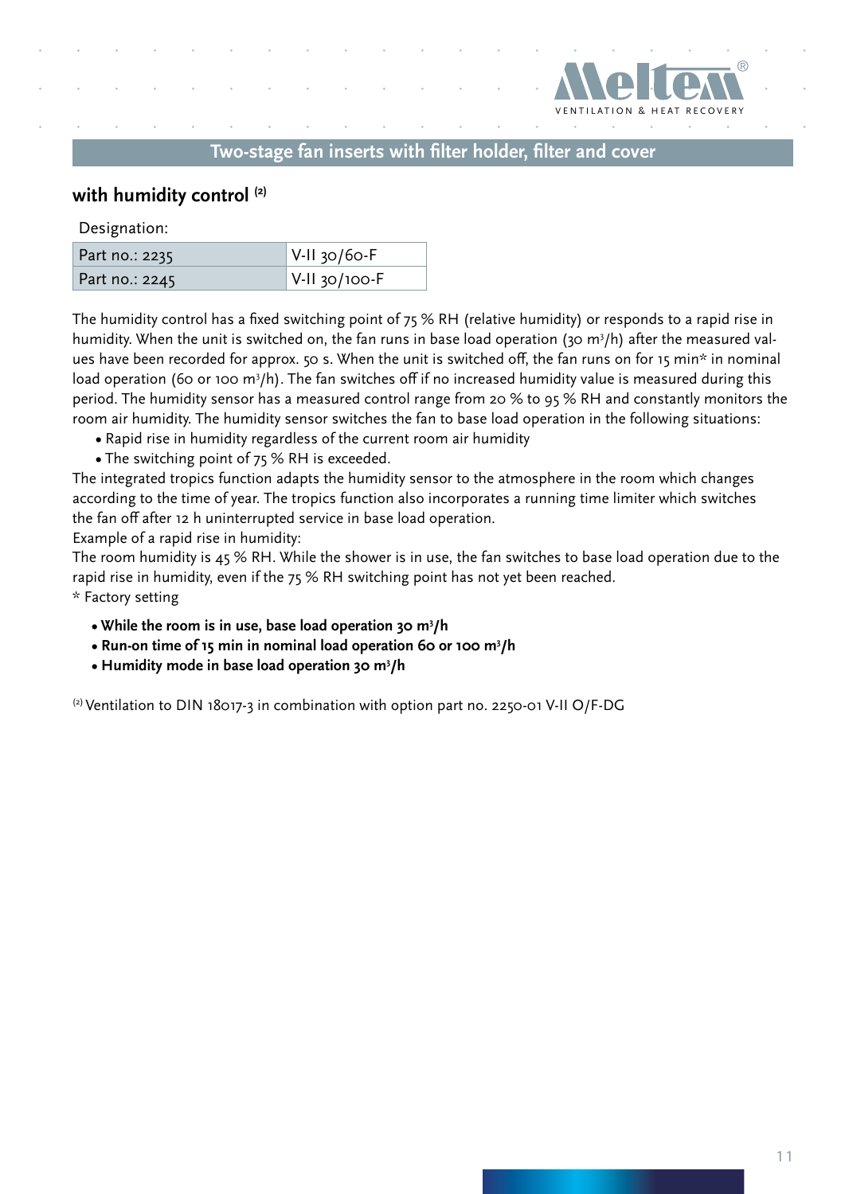## Two-stage fan inserts with filter holder, filter and cover

### with humidity control [2]

Designation:

| Part no.: 2235 | V-II 30/60-F |
|---|---|
| Part no.: 2245 | V-II 30/100-F |

The humidity control has a fixed switching point of 75 % RH (relative humidity) or responds to a rapid rise in humidity. When the unit is switched on, the fan runs in base load operation (30 $m^3$/h) after the measured values have been recorded for approx. 50 s. When the unit is switched off, the fan runs on for 15 min* in nominal load operation (60 or 100 $m^3$/h). The fan switches off if no increased humidity value is measured during this period. The humidity sensor has a measured control range from 20 % to 95 % RH and constantly monitors the room air humidity. The humidity sensor switches the fan to base load operation in the following situations:

- Rapid rise in humidity regardless of the current room air humidity
- The switching point of 75 % RH is exceeded.

The integrated tropics function adapts the humidity sensor to the atmosphere in the room which changes according to the time of year. The tropics function also incorporates a running time limiter which switches the fan off after 12 h uninterrupted service in base load operation.

Example of a rapid rise in humidity:

The room humidity is 45 % RH. While the shower is in use, the fan switches to base load operation due to the rapid rise in humidity, even if the 75 % RH switching point has not yet been reached.

* Factory setting

- **While the room is in use, base load operation 30 $m^3$/h**
- **Run-on time of 15 min in nominal load operation 60 or 100 $m^3$/h**
- **Humidity mode in base load operation 30 $m^3$/h**

[2] Ventilation to DIN 18017-3 in combination with option part no. 2250-01 V-II O/F-DG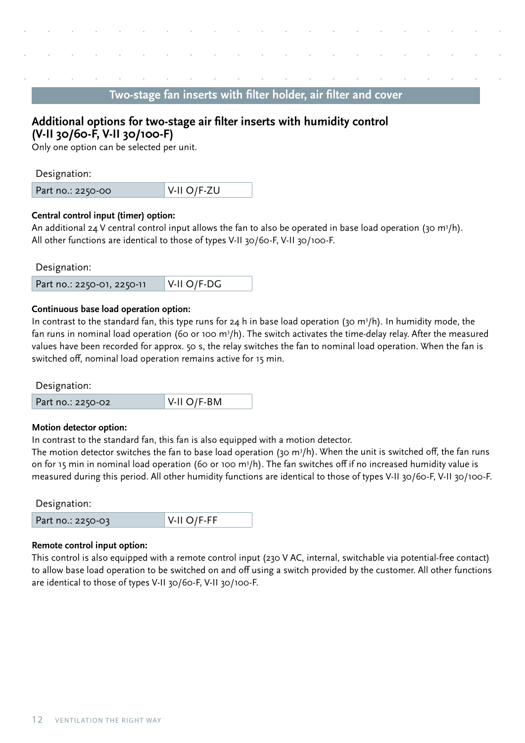## Two-stage fan inserts with filter holder, air filter and cover

### Additional options for two-stage air filter inserts with humidity control (V-II 30/60-F, V-II 30/100-F)

Only one option can be selected per unit.

Designation:

| Part no.: 2250-00 | V-II O/F-ZU |
|---|---|

**Central control input (timer) option:**

An additional 24 V central control input allows the fan to also be operated in base load operation (30 $m^3/h$). All other functions are identical to those of types V-II 30/60-F, V-II 30/100-F.

Designation:

| Part no.: 2250-01, 2250-11 | V-II O/F-DG |
|---|---|

**Continuous base load operation option:**

In contrast to the standard fan, this type runs for 24 h in base load operation (30 $m^3/h$). In humidity mode, the fan runs in nominal load operation (60 or 100 $m^3/h$). The switch activates the time-delay relay. After the measured values have been recorded for approx. 50 s, the relay switches the fan to nominal load operation. When the fan is switched off, nominal load operation remains active for 15 min.

Designation:

| Part no.: 2250-02 | V-II O/F-BM |
|---|---|

**Motion detector option:**

In contrast to the standard fan, this fan is also equipped with a motion detector.
The motion detector switches the fan to base load operation (30 $m^3/h$). When the unit is switched off, the fan runs on for 15 min in nominal load operation (60 or 100 $m^3/h$). The fan switches off if no increased humidity value is measured during this period. All other humidity functions are identical to those of types V-II 30/60-F, V-II 30/100-F.

Designation:

| Part no.: 2250-03 | V-II O/F-FF |
|---|---|

**Remote control input option:**

This control is also equipped with a remote control input (230 V AC, internal, switchable via potential-free contact) to allow base load operation to be switched on and off using a switch provided by the customer. All other functions are identical to those of types V-II 30/60-F, V-II 30/100-F.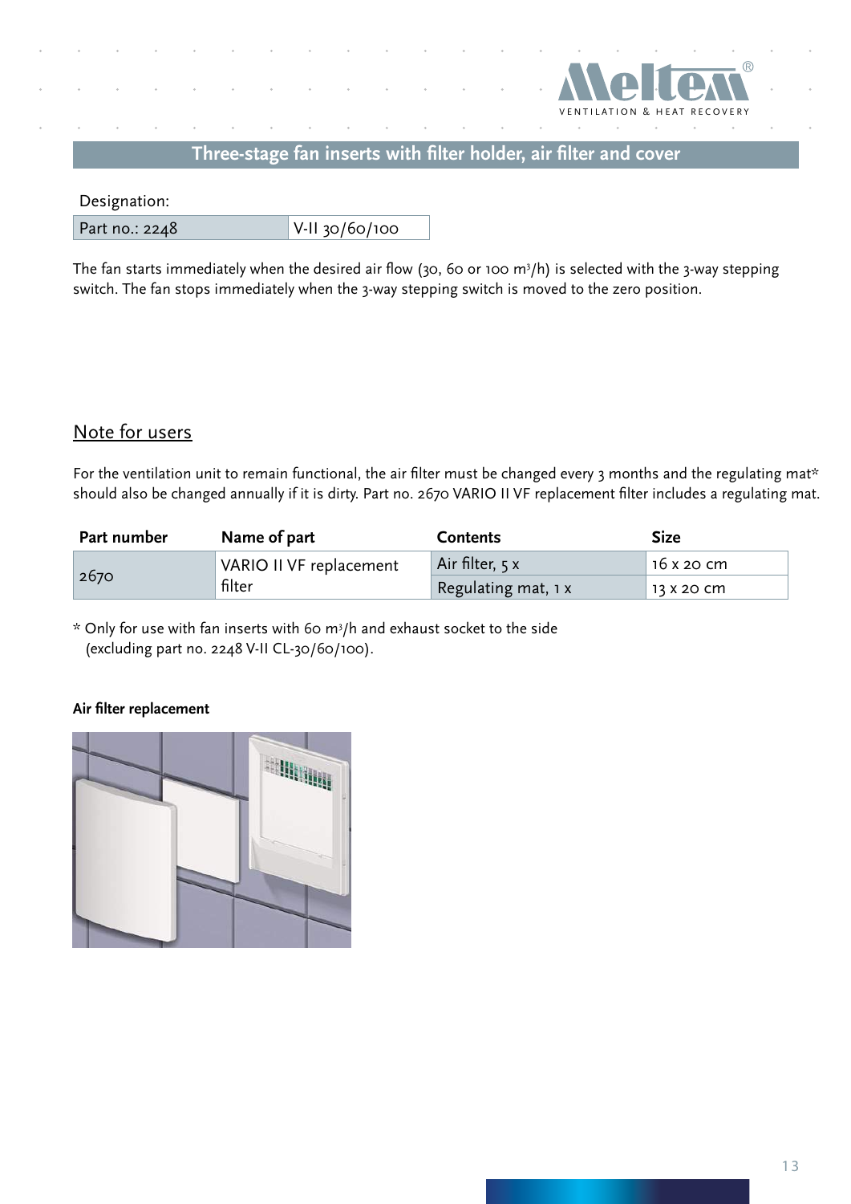## Three-stage fan inserts with filter holder, air filter and cover

Designation:

| Part no.: 2248 | V-II 30/60/100 |
| --- | --- |

The fan starts immediately when the desired air flow (30, 60 or 100 $m^3/h$) is selected with the 3-way stepping switch. The fan stops immediately when the 3-way stepping switch is moved to the zero position.

### Note for users

For the ventilation unit to remain functional, the air filter must be changed every 3 months and the regulating mat* should also be changed annually if it is dirty. Part no. 2670 VARIO II VF replacement filter includes a regulating mat.

| Part number | Name of part | Contents | Size |
| --- | --- | --- | --- |
| 2670 | VARIO II VF replacement filter | Air filter, 5 x | 16 x 20 cm |
| | | Regulating mat, 1 x | 13 x 20 cm |

* Only for use with fan inserts with 60 $m^3/h$ and exhaust socket to the side (excluding part no. 2248 V-II CL-30/60/100).

**Air filter replacement**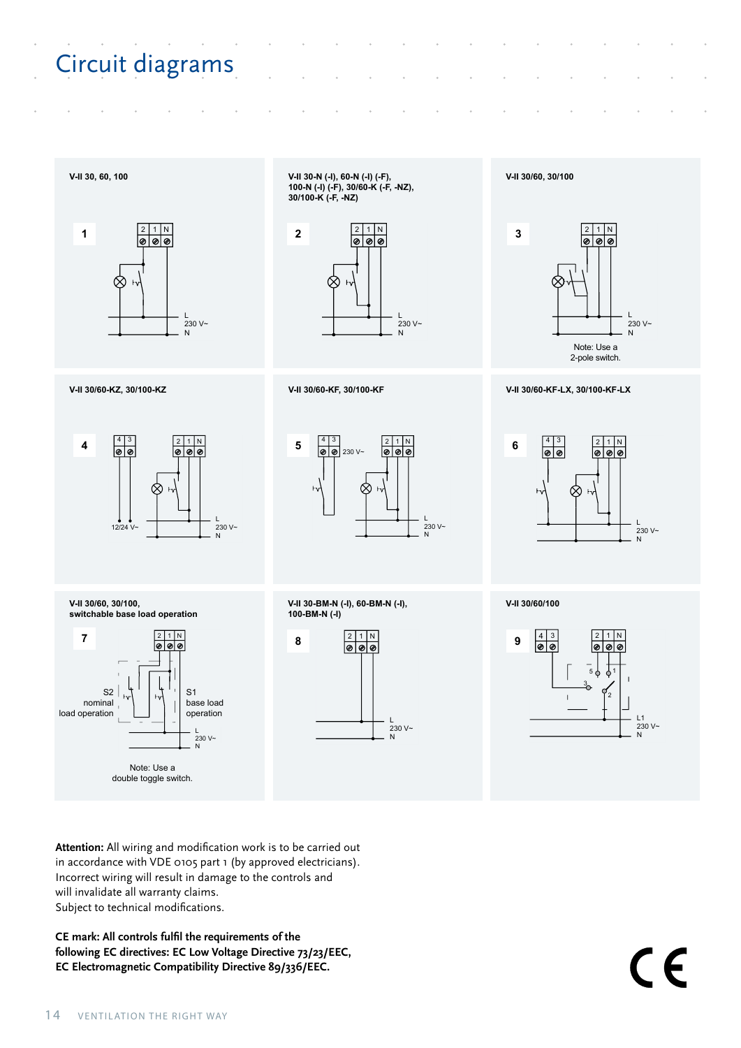# Circuit diagrams

**V-II 30, 60, 100**

1

2 | 1 | N

L
230 V~
N

**V-II 30-N (-I), 60-N (-I) (-F), 100-N (-I) (-F), 30/60-K (-F, -NZ), 30/100-K (-F, -NZ)**

2

2 | 1 | N

L
230 V~
N

**V-II 30/60, 30/100**

3

2 | 1 | N

L
230 V~
N

Note: Use a 2-pole switch.

**V-II 30/60-KZ, 30/100-KZ**

4

4 | 3

2 | 1 | N

12/24 V~

L
230 V~
N

**V-II 30/60-KF, 30/100-KF**

5

4 | 3

230 V~

2 | 1 | N

L
230 V~
N

**V-II 30/60-KF-LX, 30/100-KF-LX**

6

4 | 3

2 | 1 | N

L
230 V~
N

**V-II 30/60, 30/100, switchable base load operation**

7

2 | 1 | N

S2
nominal
load operation

S1
base load
operation

L
230 V~
N

Note: Use a double toggle switch.

**V-II 30-BM-N (-I), 60-BM-N (-I), 100-BM-N (-I)**

8

2 | 1 | N

L
230 V~
N

**V-II 30/60/100**

9

4 | 3

2 | 1 | N

5 1 3 2

L1
230 V~
N

**Attention:** All wiring and modification work is to be carried out in accordance with VDE 0105 part 1 (by approved electricians). Incorrect wiring will result in damage to the controls and will invalidate all warranty claims.
Subject to technical modifications.

**CE mark: All controls fulfil the requirements of the following EC directives: EC Low Voltage Directive 73/23/EEC, EC Electromagnetic Compatibility Directive 89/336/EEC.**

CE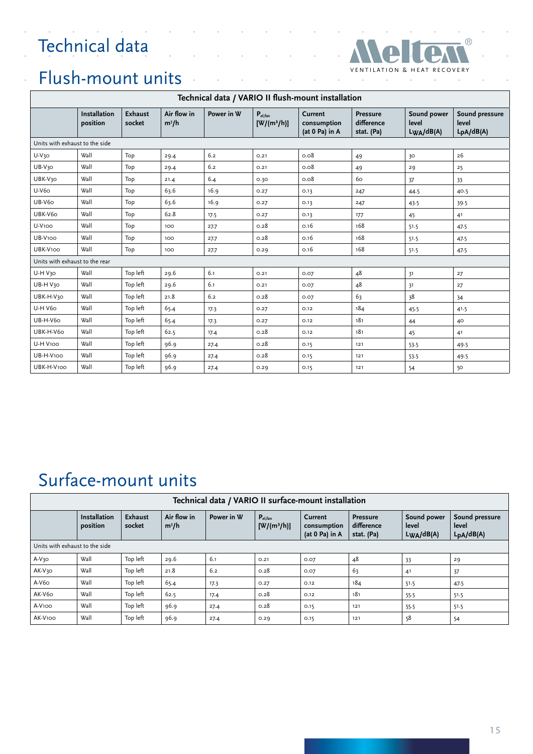# Technical data

## Flush-mount units

| Technical data / VARIO II flush-mount installation | | | | | | | | | |
|---|---|---|---|---|---|---|---|---|---|
| | Installation position | Exhaust socket | Air flow in m³/h | Power in W | $P_{el,fan}$ [W/(m³/h)] | Current consumption (at 0 Pa) in A | Pressure difference stat. (Pa) | Sound power level $L_{WA}$/dB(A) | Sound pressure level $L_{pA}$/dB(A) |
| Units with exhaust to the side | | | | | | | | | |
| U-V30 | Wall | Top | 29.4 | 6.2 | 0.21 | 0.08 | 49 | 30 | 26 |
| UB-V30 | Wall | Top | 29.4 | 6.2 | 0.21 | 0.08 | 49 | 29 | 25 |
| UBK-V30 | Wall | Top | 21.4 | 6.4 | 0.30 | 0.08 | 60 | 37 | 33 |
| U-V60 | Wall | Top | 63.6 | 16.9 | 0.27 | 0.13 | 247 | 44.5 | 40.5 |
| UB-V60 | Wall | Top | 63.6 | 16.9 | 0.27 | 0.13 | 247 | 43.5 | 39.5 |
| UBK-V60 | Wall | Top | 62.8 | 17.5 | 0.27 | 0.13 | 177 | 45 | 41 |
| U-V100 | Wall | Top | 100 | 27.7 | 0.28 | 0.16 | 168 | 51.5 | 47.5 |
| UB-V100 | Wall | Top | 100 | 27.7 | 0.28 | 0.16 | 168 | 51.5 | 47.5 |
| UBK-V100 | Wall | Top | 100 | 27.7 | 0.29 | 0.16 | 168 | 51.5 | 47.5 |
| Units with exhaust to the rear | | | | | | | | | |
| U-H V30 | Wall | Top left | 29.6 | 6.1 | 0.21 | 0.07 | 48 | 31 | 27 |
| UB-H V30 | Wall | Top left | 29.6 | 6.1 | 0.21 | 0.07 | 48 | 31 | 27 |
| UBK-H-V30 | Wall | Top left | 21.8 | 6.2 | 0.28 | 0.07 | 63 | 38 | 34 |
| U-H V60 | Wall | Top left | 65.4 | 17.3 | 0.27 | 0.12 | 184 | 45.5 | 41.5 |
| UB-H-V60 | Wall | Top left | 65.4 | 17.3 | 0.27 | 0.12 | 181 | 44 | 40 |
| UBK-H-V60 | Wall | Top left | 62.5 | 17.4 | 0.28 | 0.12 | 181 | 45 | 41 |
| U-H V100 | Wall | Top left | 96.9 | 27.4 | 0.28 | 0.15 | 121 | 53.5 | 49.5 |
| UB-H-V100 | Wall | Top left | 96.9 | 27.4 | 0.28 | 0.15 | 121 | 53.5 | 49.5 |
| UBK-H-V100 | Wall | Top left | 96.9 | 27.4 | 0.29 | 0.15 | 121 | 54 | 50 |

## Surface-mount units

| Technical data / VARIO II surface-mount installation | | | | | | | | | |
|---|---|---|---|---|---|---|---|---|---|
| | Installation position | Exhaust socket | Air flow in m³/h | Power in W | $P_{el,fan}$ [W/(m³/h)] | Current consumption (at 0 Pa) in A | Pressure difference stat. (Pa) | Sound power level $L_{WA}$/dB(A) | Sound pressure level $L_{pA}$/dB(A) |
| Units with exhaust to the side | | | | | | | | | |
| A-V30 | Wall | Top left | 29.6 | 6.1 | 0.21 | 0.07 | 48 | 33 | 29 |
| AK-V30 | Wall | Top left | 21.8 | 6.2 | 0.28 | 0.07 | 63 | 41 | 37 |
| A-V60 | Wall | Top left | 65.4 | 17.3 | 0.27 | 0.12 | 184 | 51.5 | 47.5 |
| AK-V60 | Wall | Top left | 62.5 | 17.4 | 0.28 | 0.12 | 181 | 55.5 | 51.5 |
| A-V100 | Wall | Top left | 96.9 | 27.4 | 0.28 | 0.15 | 121 | 55.5 | 51.5 |
| AK-V100 | Wall | Top left | 96.9 | 27.4 | 0.29 | 0.15 | 121 | 58 | 54 |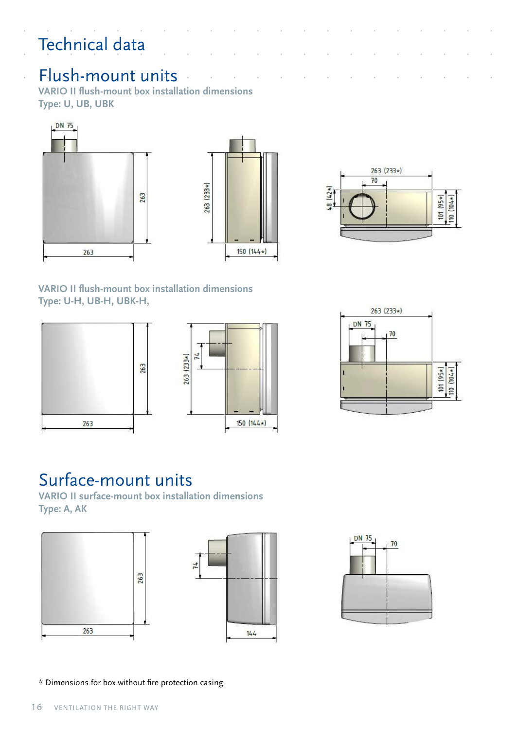# Technical data

## Flush-mount units

**VARIO II flush-mount box installation dimensions**
**Type: U, UB, UBK**

DN 75

263

263

263 (233*)

150 (144*)

263 (233*)

70

48 (42*)

101 (95*)

110 (104*)

**VARIO II flush-mount box installation dimensions**
**Type: U-H, UB-H, UBK-H,**

263

263

263 (233*)

74

150 (144*)

263 (233*)

DN 75

70

101 (95*)

110 (104*)

## Surface-mount units

**VARIO II surface-mount box installation dimensions**
**Type: A, AK**

263

263

74

144

DN 75

70

* Dimensions for box without fire protection casing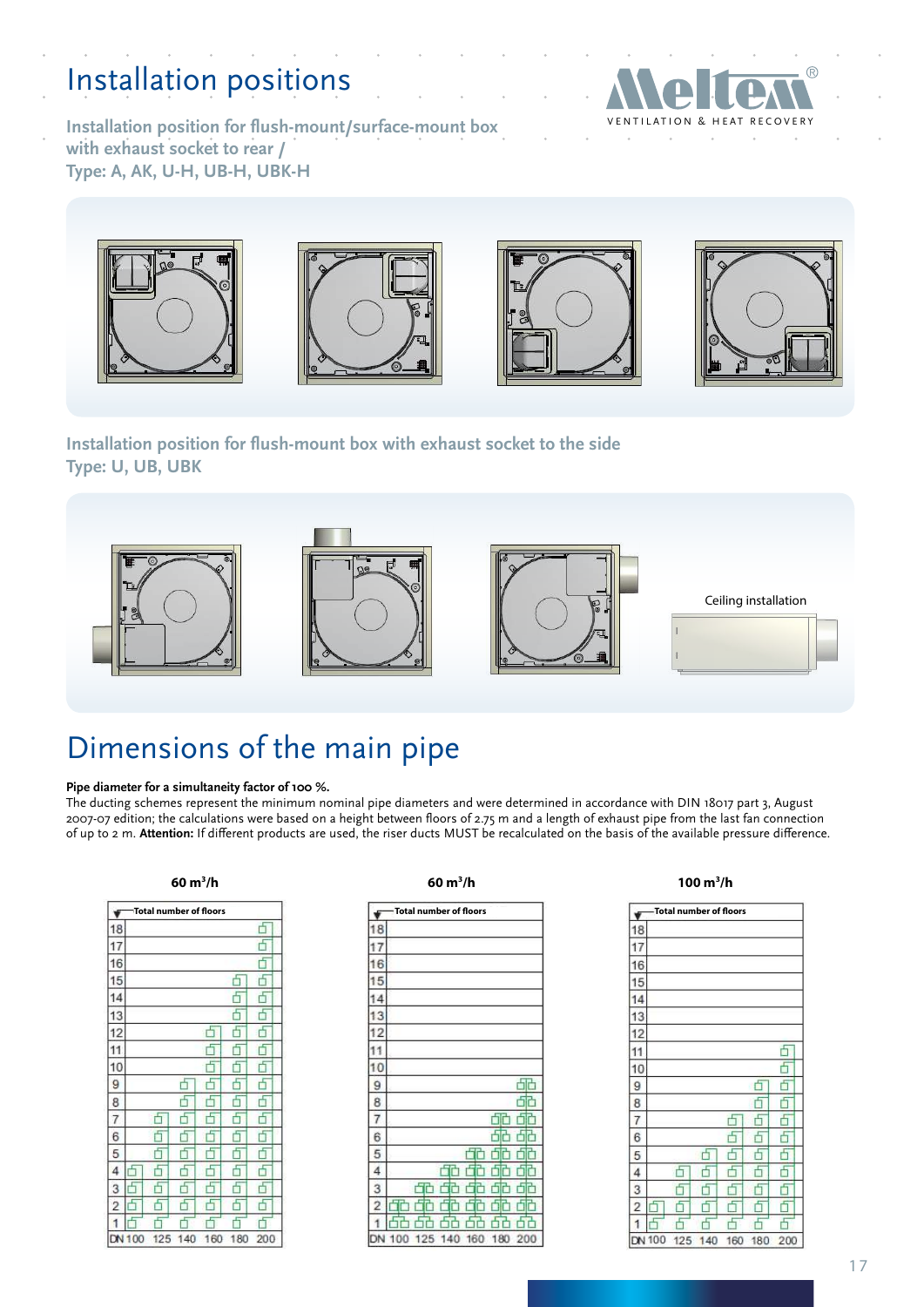# Installation positions

Installation position for flush-mount/surface-mount box with exhaust socket to rear / Type: A, AK, U-H, UB-H, UBK-H

Installation position for flush-mount box with exhaust socket to the side Type: U, UB, UBK

Ceiling installation

# Dimensions of the main pipe

**Pipe diameter for a simultaneity factor of 100 %.**
The ducting schemes represent the minimum nominal pipe diameters and were determined in accordance with DIN 18017 part 3, August 2007-07 edition; the calculations were based on a height between floors of 2.75 m and a length of exhaust pipe from the last fan connection of up to 2 m. **Attention:** If different products are used, the riser ducts MUST be recalculated on the basis of the available pressure difference.

60 m³/h | 60 m³/h | 100 m³/h

Total number of floors | DN 100 | 125 | 140 | 160 | 180 | 200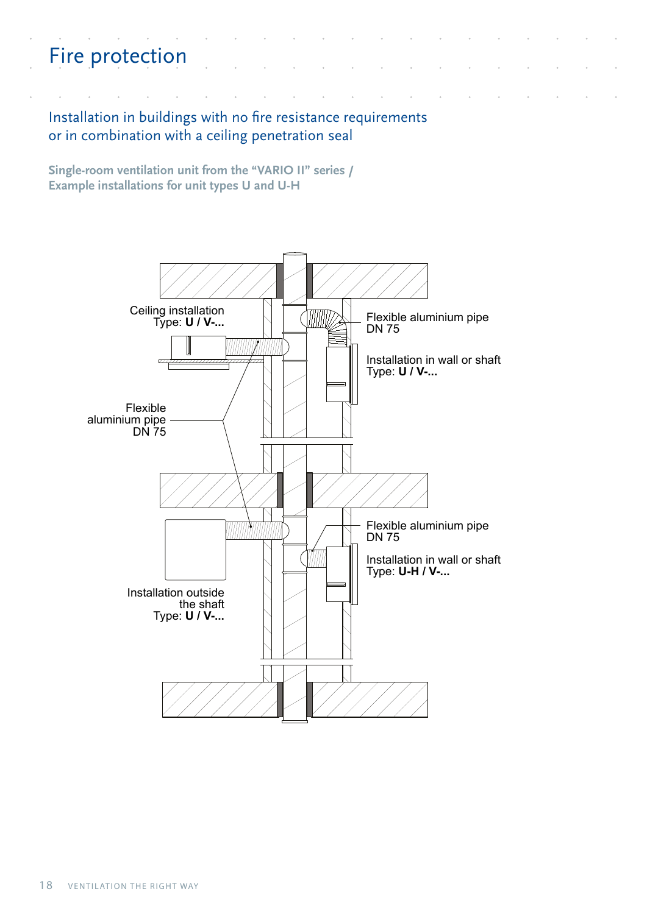# Fire protection

## Installation in buildings with no fire resistance requirements or in combination with a ceiling penetration seal

**Single-room ventilation unit from the "VARIO II" series / Example installations for unit types U and U-H**

Ceiling installation
Type: **U / V-...**

Flexible aluminium pipe
DN 75

Installation in wall or shaft
Type: **U / V-...**

Flexible aluminium pipe
DN 75

Flexible aluminium pipe
DN 75

Installation in wall or shaft
Type: **U-H / V-...**

Installation outside the shaft
Type: **U / V-...**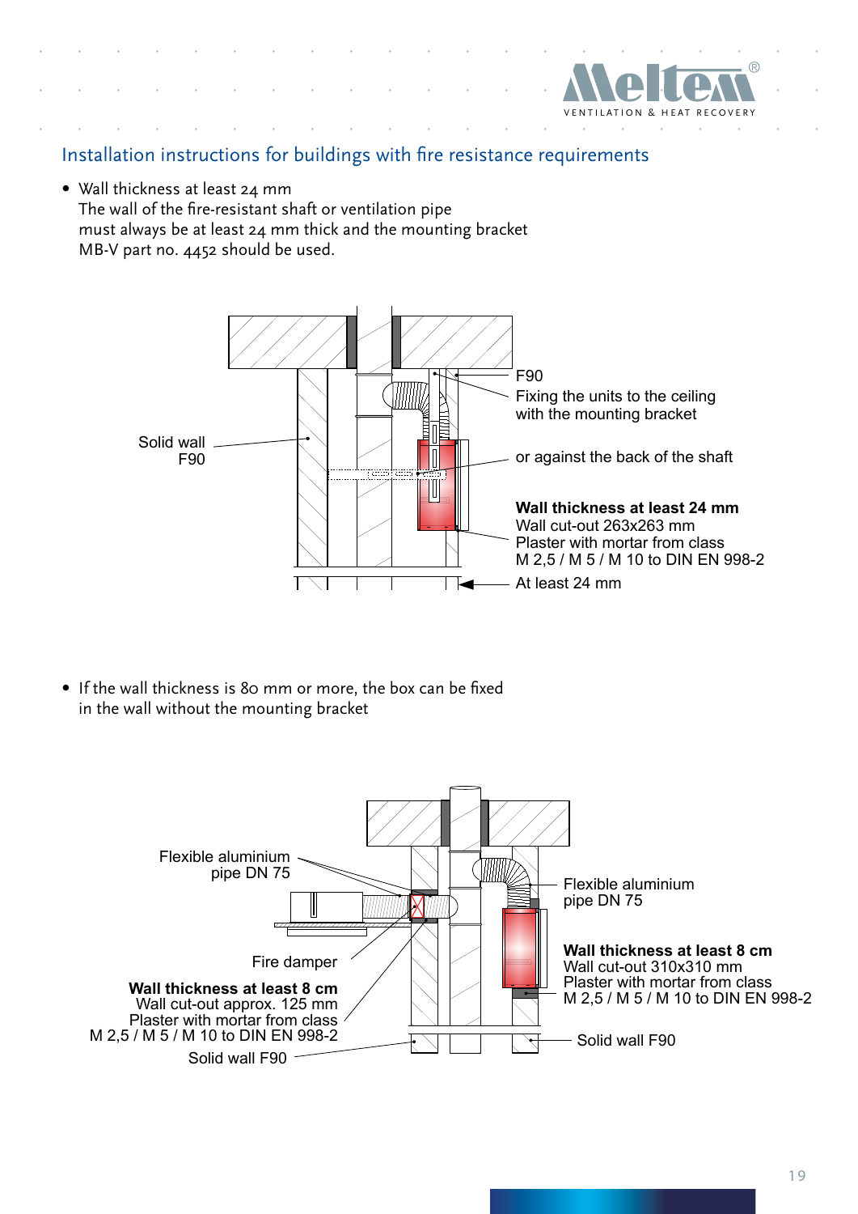## Installation instructions for buildings with fire resistance requirements

- Wall thickness at least 24 mm
  The wall of the fire-resistant shaft or ventilation pipe must always be at least 24 mm thick and the mounting bracket MB-V part no. 4452 should be used.

Solid wall F90

F90
Fixing the units to the ceiling with the mounting bracket

or against the back of the shaft

**Wall thickness at least 24 mm**
Wall cut-out 263x263 mm
Plaster with mortar from class M 2,5 / M 5 / M 10 to DIN EN 998-2

At least 24 mm

- If the wall thickness is 80 mm or more, the box can be fixed in the wall without the mounting bracket

Flexible aluminium pipe DN 75

Fire damper

**Wall thickness at least 8 cm**
Wall cut-out approx. 125 mm
Plaster with mortar from class M 2,5 / M 5 / M 10 to DIN EN 998-2

Solid wall F90

Flexible aluminium pipe DN 75

**Wall thickness at least 8 cm**
Wall cut-out 310x310 mm
Plaster with mortar from class M 2,5 / M 5 / M 10 to DIN EN 998-2

Solid wall F90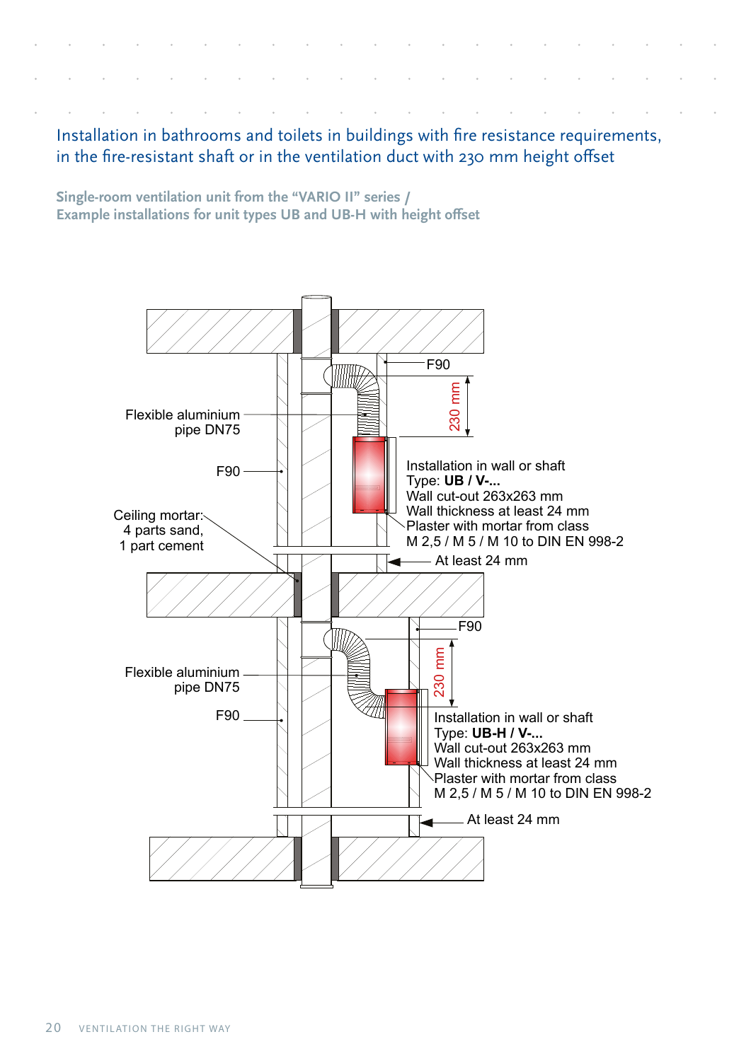## Installation in bathrooms and toilets in buildings with fire resistance requirements, in the fire-resistant shaft or in the ventilation duct with 230 mm height offset

**Single-room ventilation unit from the "VARIO II" series / Example installations for unit types UB and UB-H with height offset**

F90

230 mm

Flexible aluminium pipe DN75

F90

Installation in wall or shaft
Type: **UB / V-...**
Wall cut-out 263x263 mm
Wall thickness at least 24 mm
Plaster with mortar from class M 2,5 / M 5 / M 10 to DIN EN 998-2

Ceiling mortar: 4 parts sand, 1 part cement

At least 24 mm

F90

230 mm

Flexible aluminium pipe DN75

F90

Installation in wall or shaft
Type: **UB-H / V-...**
Wall cut-out 263x263 mm
Wall thickness at least 24 mm
Plaster with mortar from class M 2,5 / M 5 / M 10 to DIN EN 998-2

At least 24 mm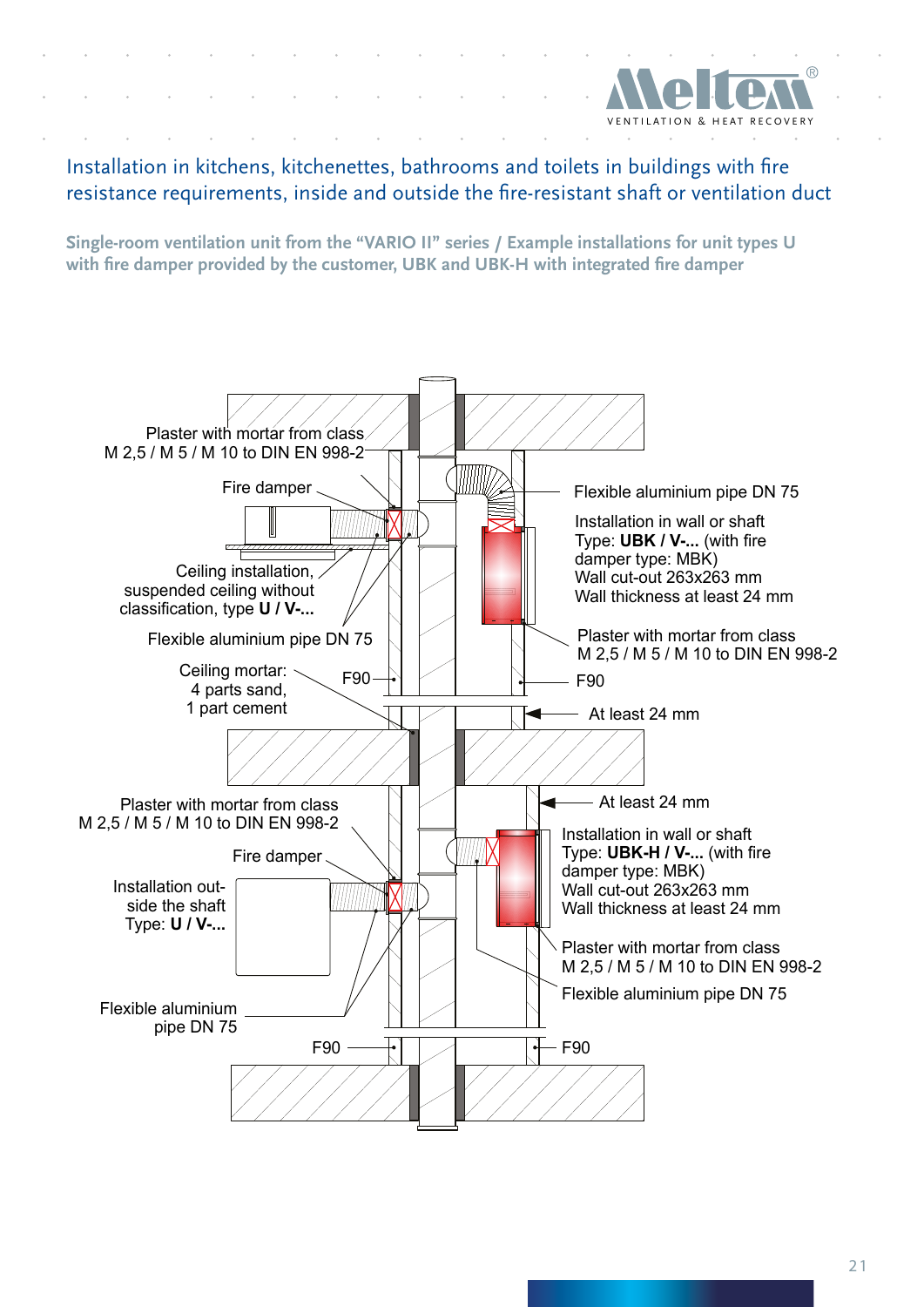## Installation in kitchens, kitchenettes, bathrooms and toilets in buildings with fire resistance requirements, inside and outside the fire-resistant shaft or ventilation duct

**Single-room ventilation unit from the "VARIO II" series / Example installations for unit types U with fire damper provided by the customer, UBK and UBK-H with integrated fire damper**

Plaster with mortar from class M 2,5 / M 5 / M 10 to DIN EN 998-2

Fire damper

Ceiling installation, suspended ceiling without classification, type **U / V-...**

Flexible aluminium pipe DN 75

Ceiling mortar: 4 parts sand, 1 part cement

F90

Flexible aluminium pipe DN 75

Installation in wall or shaft
Type: **UBK / V-...** (with fire damper type: MBK)
Wall cut-out 263x263 mm
Wall thickness at least 24 mm

Plaster with mortar from class M 2,5 / M 5 / M 10 to DIN EN 998-2

F90

At least 24 mm

Plaster with mortar from class M 2,5 / M 5 / M 10 to DIN EN 998-2

Fire damper

Installation outside the shaft
Type: **U / V-...**

Flexible aluminium pipe DN 75

F90

At least 24 mm

Installation in wall or shaft
Type: **UBK-H / V-...** (with fire damper type: MBK)
Wall cut-out 263x263 mm
Wall thickness at least 24 mm

Plaster with mortar from class M 2,5 / M 5 / M 10 to DIN EN 998-2

Flexible aluminium pipe DN 75

F90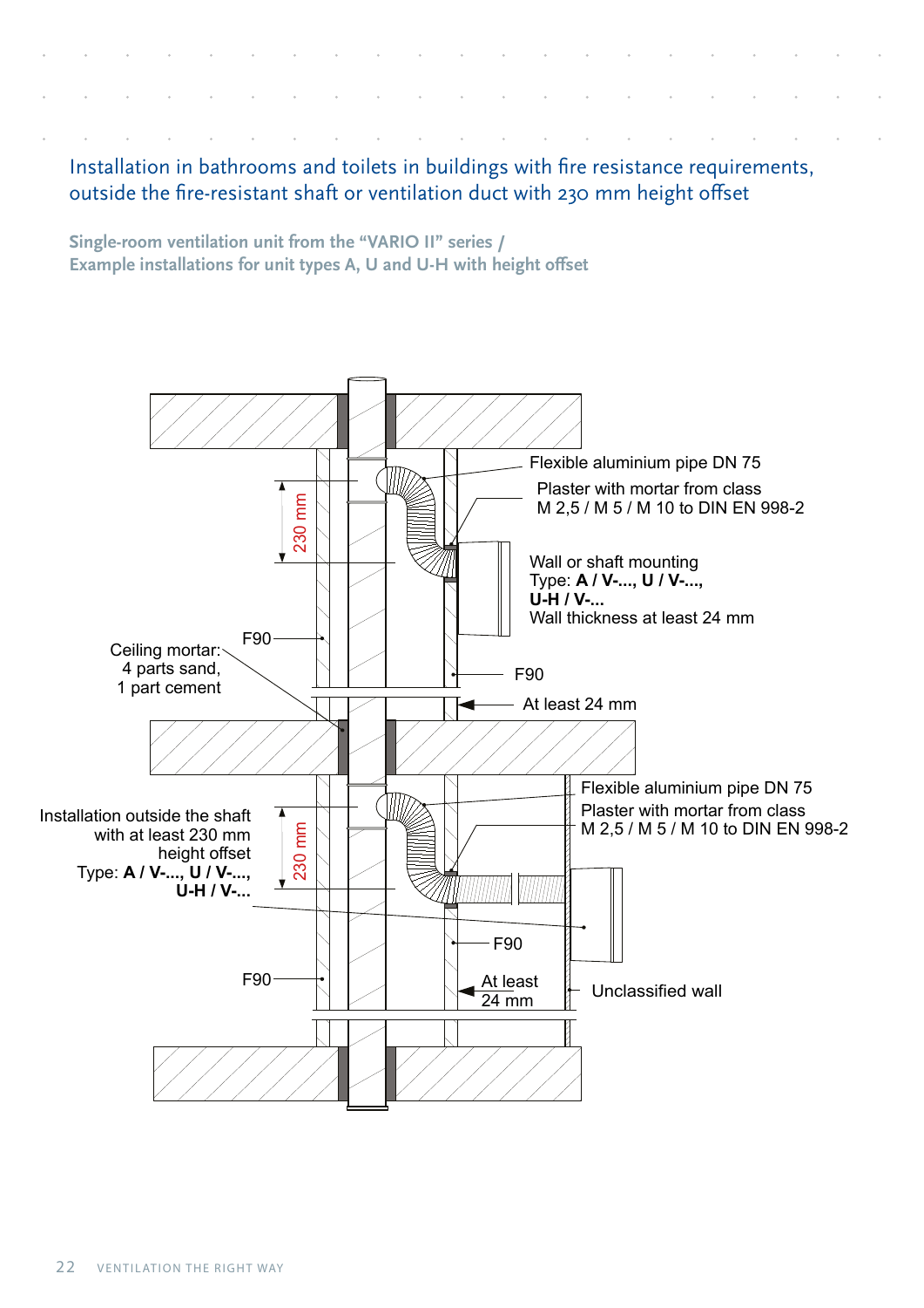## Installation in bathrooms and toilets in buildings with fire resistance requirements, outside the fire-resistant shaft or ventilation duct with 230 mm height offset

**Single-room ventilation unit from the "VARIO II" series / Example installations for unit types A, U and U-H with height offset**

Flexible aluminium pipe DN 75

Plaster with mortar from class M 2,5 / M 5 / M 10 to DIN EN 998-2

Wall or shaft mounting
Type: **A / V-..., U / V-..., U-H / V-...**
Wall thickness at least 24 mm

230 mm

F90

Ceiling mortar: 4 parts sand, 1 part cement

F90

At least 24 mm

Flexible aluminium pipe DN 75

Plaster with mortar from class M 2,5 / M 5 / M 10 to DIN EN 998-2

Installation outside the shaft with at least 230 mm height offset
Type: **A / V-..., U / V-..., U-H / V-...**

230 mm

F90

F90

At least 24 mm

Unclassified wall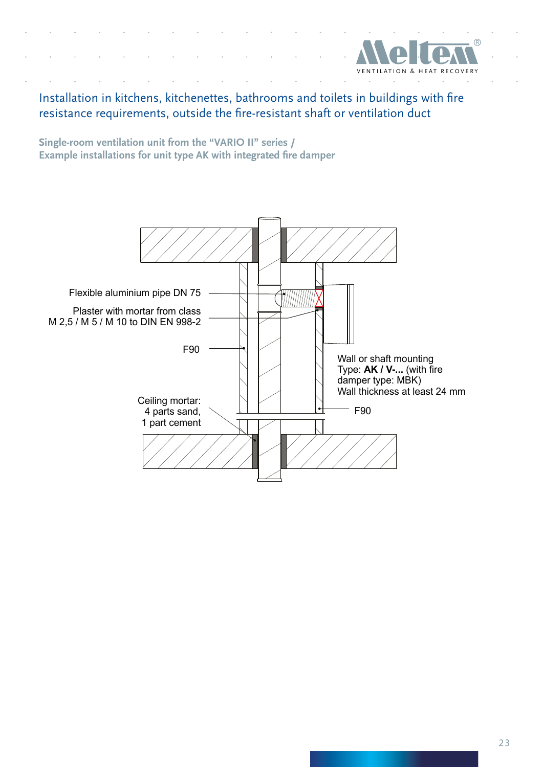## Installation in kitchens, kitchenettes, bathrooms and toilets in buildings with fire resistance requirements, outside the fire-resistant shaft or ventilation duct

**Single-room ventilation unit from the "VARIO II" series / Example installations for unit type AK with integrated fire damper**

Flexible aluminium pipe DN 75

Plaster with mortar from class M 2,5 / M 5 / M 10 to DIN EN 998-2

F90

Ceiling mortar: 4 parts sand, 1 part cement

Wall or shaft mounting Type: **AK / V-...** (with fire damper type: MBK) Wall thickness at least 24 mm

F90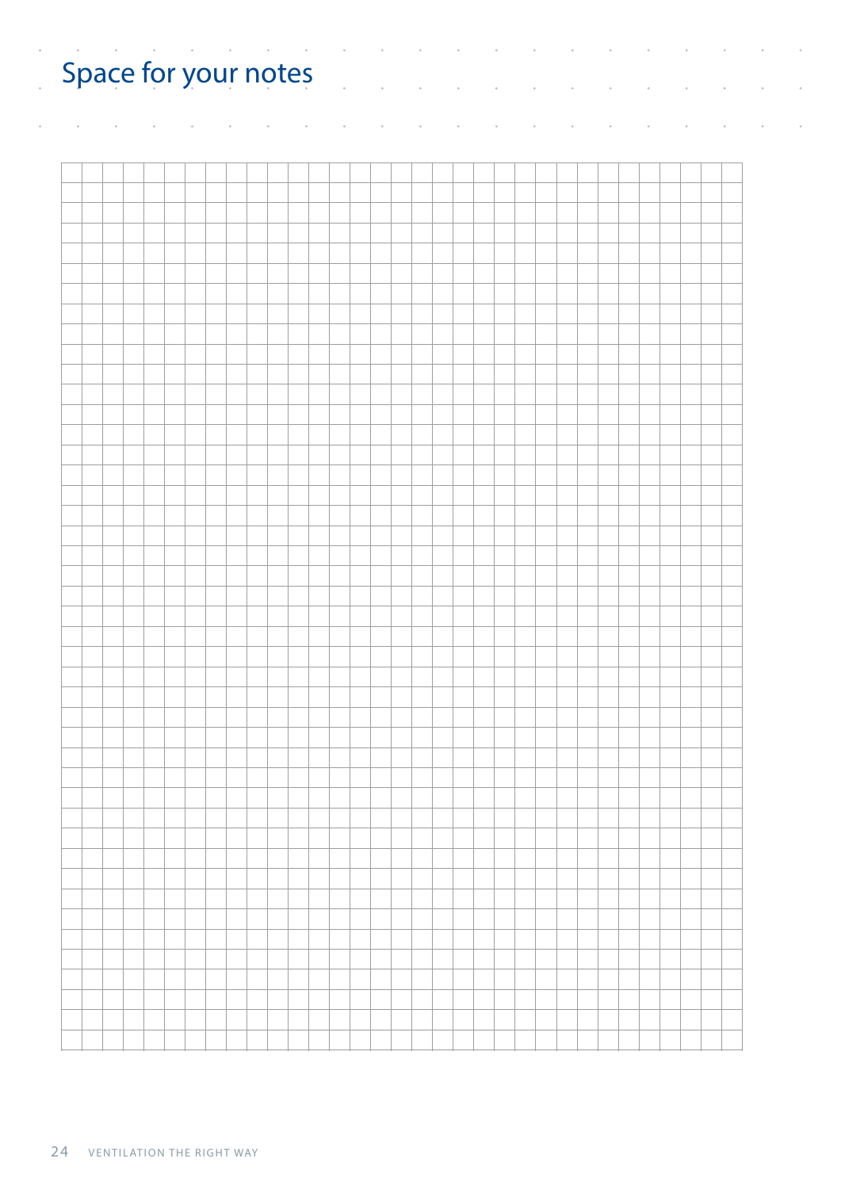# Space for your notes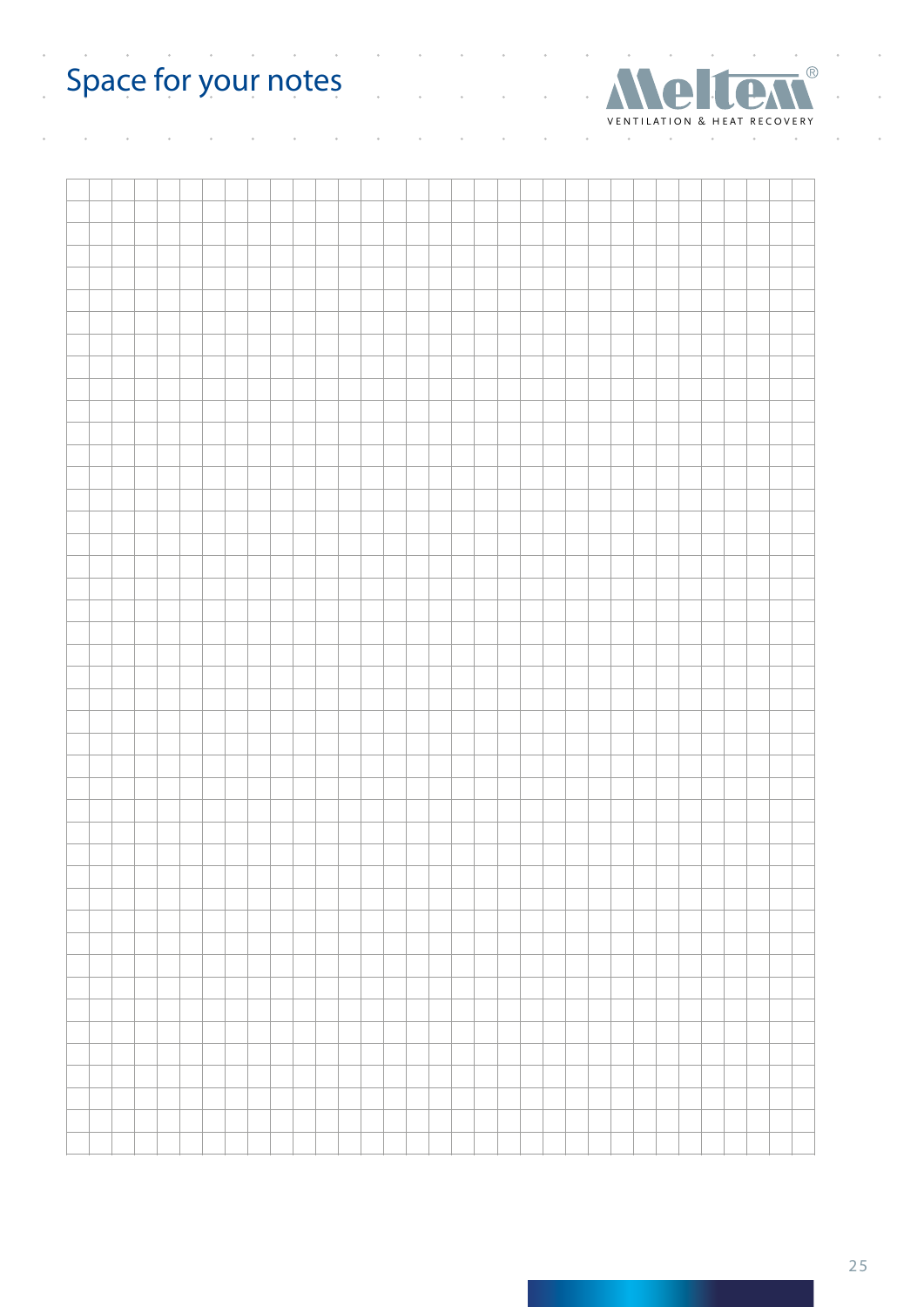# Space for your notes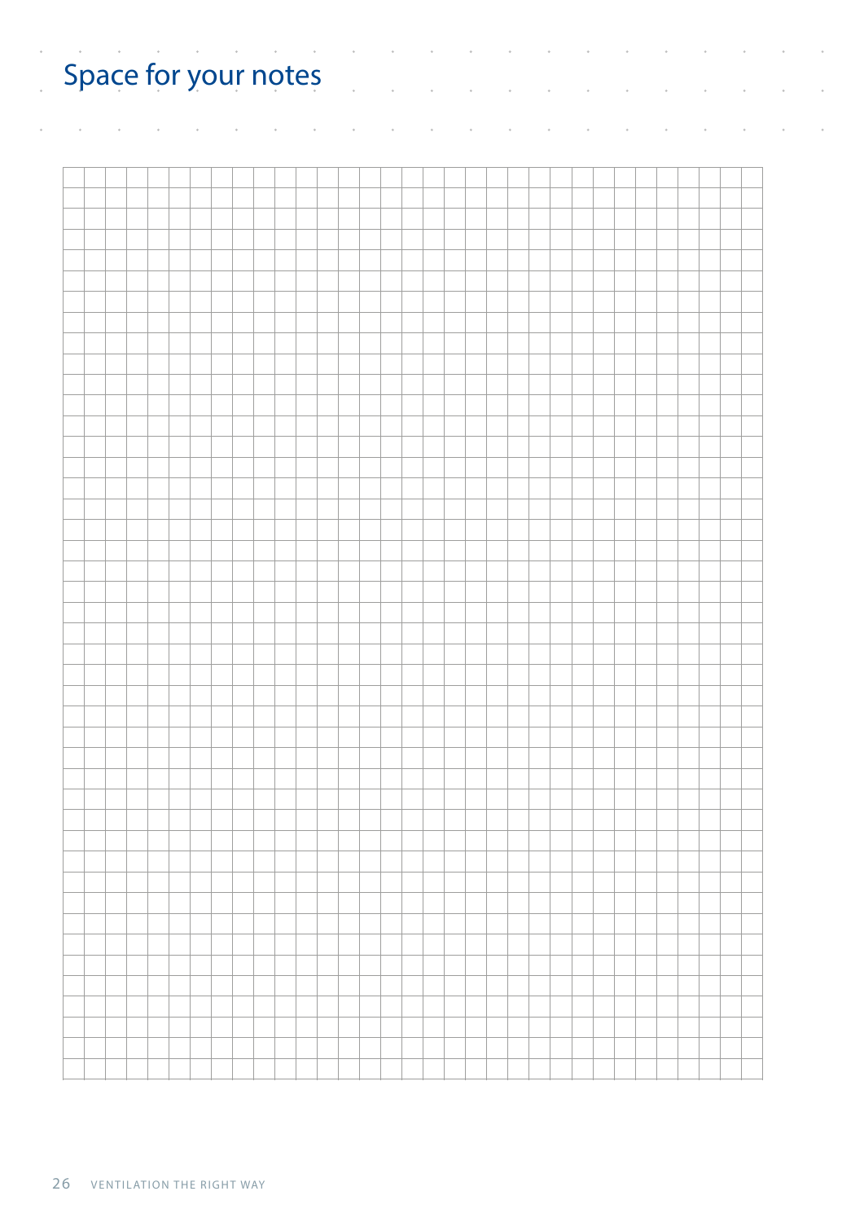# Space for your notes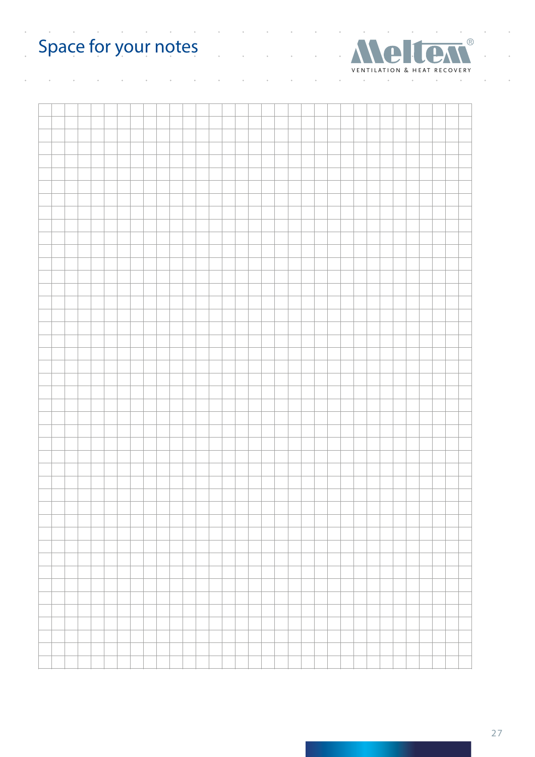# Space for your notes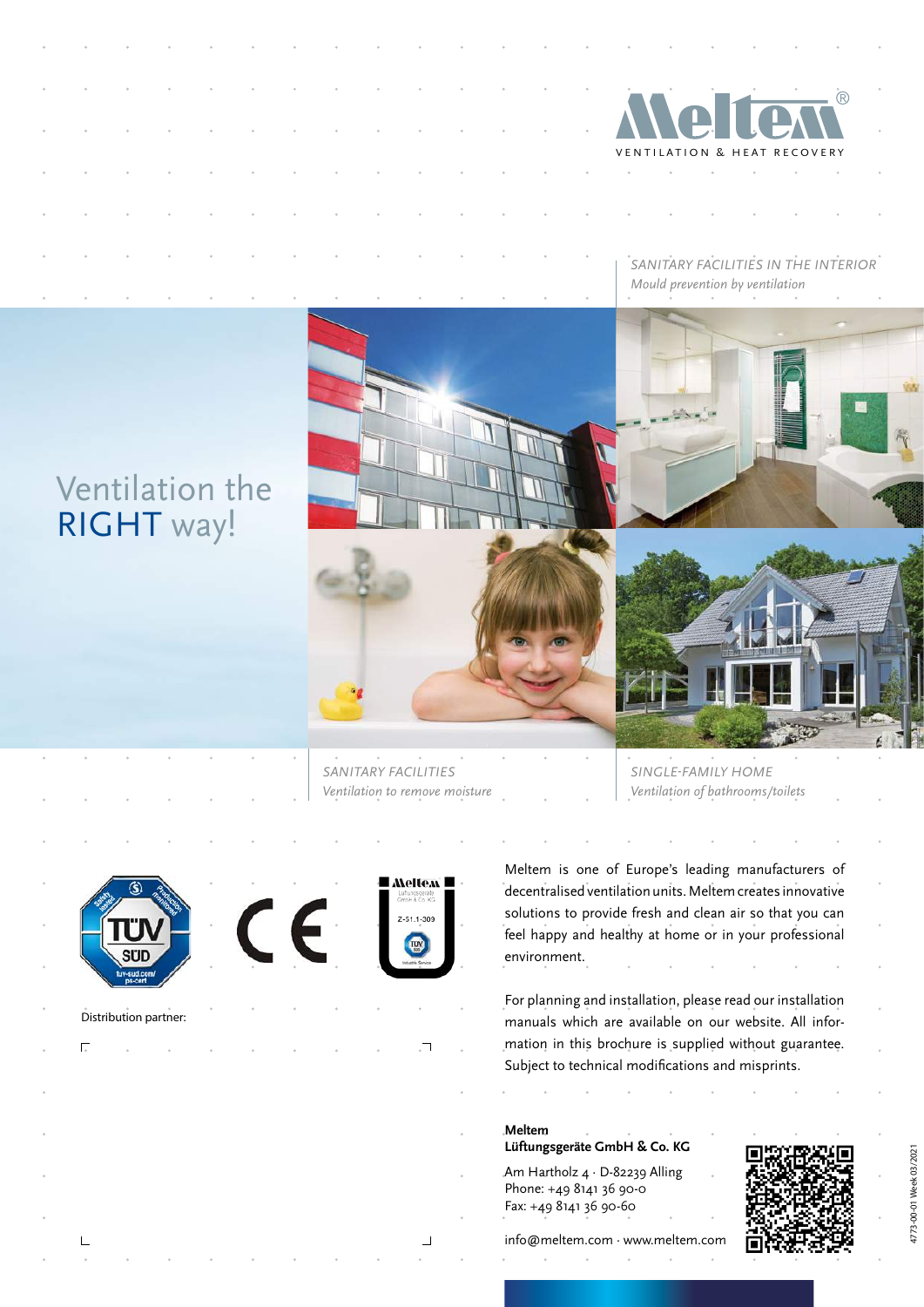Meltem®

VENTILATION & HEAT RECOVERY

*SANITARY FACILITIES IN THE INTERIOR*
*Mould prevention by ventilation*

# Ventilation the RIGHT way!

*SANITARY FACILITIES*
*Ventilation to remove moisture*

*SINGLE-FAMILY HOME*
*Ventilation of bathrooms/toilets*

Distribution partner:

Meltem is one of Europe's leading manufacturers of decentralised ventilation units. Meltem creates innovative solutions to provide fresh and clean air so that you can feel happy and healthy at home or in your professional environment.

For planning and installation, please read our installation manuals which are available on our website. All information in this brochure is supplied without guarantee. Subject to technical modifications and misprints.

**Meltem**
**Lüftungsgeräte GmbH & Co. KG**

Am Hartholz 4 · D-82239 Alling
Phone: +49 8141 36 90-0
Fax: +49 8141 36 90-60

info@meltem.com · www.meltem.com

4773-00-01 Week 03/2021